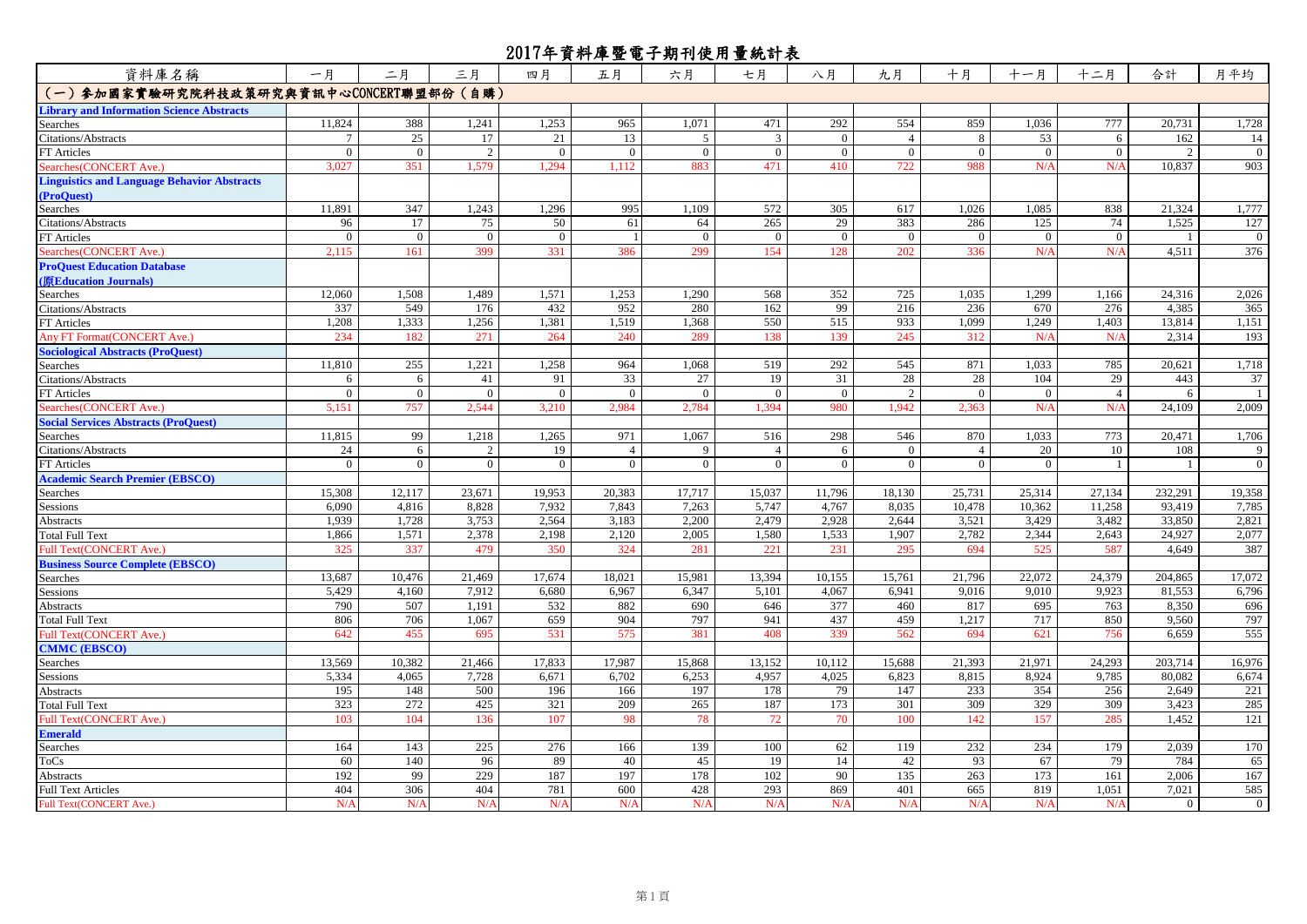# 2017年資料庫暨電子期刊使用量統計表

| 資料庫名稱 | 一月 | 二月 | 三月 | 四月 | 五月 | 六月 | 七月 | 八月 | 九月 | 十月 | 十一月 | 十二月 | 合計 | 月平均 |
|---|---|---|---|---|---|---|---|---|---|---|---|---|---|---|
| **（一）參加國家實驗研究院科技政策研究與資訊中心CONCERT聯盟部份（自購）** | | | | | | | | | | | | | | |
| **Library and Information Science Abstracts** | | | | | | | | | | | | | | |
| Searches | 11,824 | 388 | 1,241 | 1,253 | 965 | 1,071 | 471 | 292 | 554 | 859 | 1,036 | 777 | 20,731 | 1,728 |
| Citations/Abstracts | 7 | 25 | 17 | 21 | 13 | 5 | 3 | 0 | 4 | 8 | 53 | 6 | 162 | 14 |
| FT Articles | 0 | 0 | 2 | 0 | 0 | 0 | 0 | 0 | 0 | 0 | 0 | 0 | 2 | 0 |
| Searches(CONCERT Ave.) | 3,027 | 351 | 1,579 | 1,294 | 1,112 | 883 | 471 | 410 | 722 | 988 | N/A | N/A | 10,837 | 903 |
| **Linguistics and Language Behavior Abstracts (ProQuest)** | | | | | | | | | | | | | | |
| Searches | 11,891 | 347 | 1,243 | 1,296 | 995 | 1,109 | 572 | 305 | 617 | 1,026 | 1,085 | 838 | 21,324 | 1,777 |
| Citations/Abstracts | 96 | 17 | 75 | 50 | 61 | 64 | 265 | 29 | 383 | 286 | 125 | 74 | 1,525 | 127 |
| FT Articles | 0 | 0 | 0 | 0 | 1 | 0 | 0 | 0 | 0 | 0 | 0 | 0 | 1 | 0 |
| Searches(CONCERT Ave.) | 2,115 | 161 | 399 | 331 | 386 | 299 | 154 | 128 | 202 | 336 | N/A | N/A | 4,511 | 376 |
| **ProQuest Education Database (原Education Journals)** | | | | | | | | | | | | | | |
| Searches | 12,060 | 1,508 | 1,489 | 1,571 | 1,253 | 1,290 | 568 | 352 | 725 | 1,035 | 1,299 | 1,166 | 24,316 | 2,026 |
| Citations/Abstracts | 337 | 549 | 176 | 432 | 952 | 280 | 162 | 99 | 216 | 236 | 670 | 276 | 4,385 | 365 |
| FT Articles | 1,208 | 1,333 | 1,256 | 1,381 | 1,519 | 1,368 | 550 | 515 | 933 | 1,099 | 1,249 | 1,403 | 13,814 | 1,151 |
| Any FT Format(CONCERT Ave.) | 234 | 182 | 271 | 264 | 240 | 289 | 138 | 139 | 245 | 312 | N/A | N/A | 2,314 | 193 |
| **Sociological Abstracts (ProQuest)** | | | | | | | | | | | | | | |
| Searches | 11,810 | 255 | 1,221 | 1,258 | 964 | 1,068 | 519 | 292 | 545 | 871 | 1,033 | 785 | 20,621 | 1,718 |
| Citations/Abstracts | 6 | 6 | 41 | 91 | 33 | 27 | 19 | 31 | 28 | 28 | 104 | 29 | 443 | 37 |
| FT Articles | 0 | 0 | 0 | 0 | 0 | 0 | 0 | 0 | 2 | 0 | 0 | 4 | 6 | 1 |
| Searches(CONCERT Ave.) | 5,151 | 757 | 2,544 | 3,210 | 2,984 | 2,784 | 1,394 | 980 | 1,942 | 2,363 | N/A | N/A | 24,109 | 2,009 |
| **Social Services Abstracts (ProQuest)** | | | | | | | | | | | | | | |
| Searches | 11,815 | 99 | 1,218 | 1,265 | 971 | 1,067 | 516 | 298 | 546 | 870 | 1,033 | 773 | 20,471 | 1,706 |
| Citations/Abstracts | 24 | 6 | 2 | 19 | 4 | 9 | 4 | 6 | 0 | 4 | 20 | 10 | 108 | 9 |
| FT Articles | 0 | 0 | 0 | 0 | 0 | 0 | 0 | 0 | 0 | 0 | 0 | 1 | 1 | 0 |
| **Academic Search Premier (EBSCO)** | | | | | | | | | | | | | | |
| Searches | 15,308 | 12,117 | 23,671 | 19,953 | 20,383 | 17,717 | 15,037 | 11,796 | 18,130 | 25,731 | 25,314 | 27,134 | 232,291 | 19,358 |
| Sessions | 6,090 | 4,816 | 8,828 | 7,932 | 7,843 | 7,263 | 5,747 | 4,767 | 8,035 | 10,478 | 10,362 | 11,258 | 93,419 | 7,785 |
| Abstracts | 1,939 | 1,728 | 3,753 | 2,564 | 3,183 | 2,200 | 2,479 | 2,928 | 2,644 | 3,521 | 3,429 | 3,482 | 33,850 | 2,821 |
| Total Full Text | 1,866 | 1,571 | 2,378 | 2,198 | 2,120 | 2,005 | 1,580 | 1,533 | 1,907 | 2,782 | 2,344 | 2,643 | 24,927 | 2,077 |
| Full Text(CONCERT Ave.) | 325 | 337 | 479 | 350 | 324 | 281 | 221 | 231 | 295 | 694 | 525 | 587 | 4,649 | 387 |
| **Business Source Complete (EBSCO)** | | | | | | | | | | | | | | |
| Searches | 13,687 | 10,476 | 21,469 | 17,674 | 18,021 | 15,981 | 13,394 | 10,155 | 15,761 | 21,796 | 22,072 | 24,379 | 204,865 | 17,072 |
| Sessions | 5,429 | 4,160 | 7,912 | 6,680 | 6,967 | 6,347 | 5,101 | 4,067 | 6,941 | 9,016 | 9,010 | 9,923 | 81,553 | 6,796 |
| Abstracts | 790 | 507 | 1,191 | 532 | 882 | 690 | 646 | 377 | 460 | 817 | 695 | 763 | 8,350 | 696 |
| Total Full Text | 806 | 706 | 1,067 | 659 | 904 | 797 | 941 | 437 | 459 | 1,217 | 717 | 850 | 9,560 | 797 |
| Full Text(CONCERT Ave.) | 642 | 455 | 695 | 531 | 575 | 381 | 408 | 339 | 562 | 694 | 621 | 756 | 6,659 | 555 |
| **CMMC (EBSCO)** | | | | | | | | | | | | | | |
| Searches | 13,569 | 10,382 | 21,466 | 17,833 | 17,987 | 15,868 | 13,152 | 10,112 | 15,688 | 21,393 | 21,971 | 24,293 | 203,714 | 16,976 |
| Sessions | 5,334 | 4,065 | 7,728 | 6,671 | 6,702 | 6,253 | 4,957 | 4,025 | 6,823 | 8,815 | 8,924 | 9,785 | 80,082 | 6,674 |
| Abstracts | 195 | 148 | 500 | 196 | 166 | 197 | 178 | 79 | 147 | 233 | 354 | 256 | 2,649 | 221 |
| Total Full Text | 323 | 272 | 425 | 321 | 209 | 265 | 187 | 173 | 301 | 309 | 329 | 309 | 3,423 | 285 |
| Full Text(CONCERT Ave.) | 103 | 104 | 136 | 107 | 98 | 78 | 72 | 70 | 100 | 142 | 157 | 285 | 1,452 | 121 |
| **Emerald** | | | | | | | | | | | | | | |
| Searches | 164 | 143 | 225 | 276 | 166 | 139 | 100 | 62 | 119 | 232 | 234 | 179 | 2,039 | 170 |
| ToCs | 60 | 140 | 96 | 89 | 40 | 45 | 19 | 14 | 42 | 93 | 67 | 79 | 784 | 65 |
| Abstracts | 192 | 99 | 229 | 187 | 197 | 178 | 102 | 90 | 135 | 263 | 173 | 161 | 2,006 | 167 |
| Full Text Articles | 404 | 306 | 404 | 781 | 600 | 428 | 293 | 869 | 401 | 665 | 819 | 1,051 | 7,021 | 585 |
| Full Text(CONCERT Ave.) | N/A | N/A | N/A | N/A | N/A | N/A | N/A | N/A | N/A | N/A | N/A | N/A | 0 | 0 |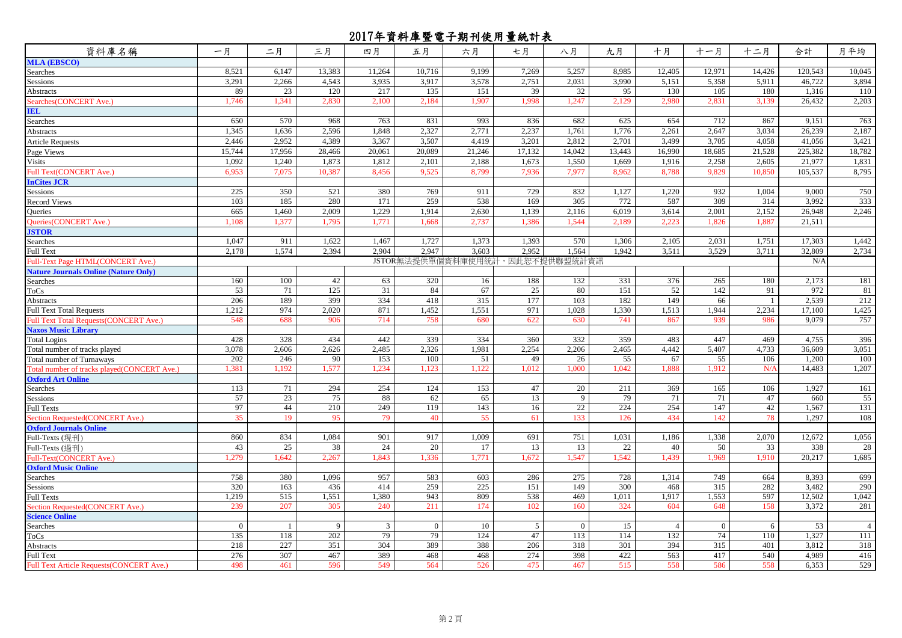# 2017年資料庫暨電子期刊使用量統計表

| 資料庫名稱 | 一月 | 二月 | 三月 | 四月 | 五月 | 六月 | 七月 | 八月 | 九月 | 十月 | 十一月 | 十二月 | 合計 | 月平均 |
|---|---|---|---|---|---|---|---|---|---|---|---|---|---|---|
| **MLA (EBSCO)** | | | | | | | | | | | | | | |
| Searches | 8,521 | 6,147 | 13,383 | 11,264 | 10,716 | 9,199 | 7,269 | 5,257 | 8,985 | 12,405 | 12,971 | 14,426 | 120,543 | 10,045 |
| Sessions | 3,291 | 2,266 | 4,543 | 3,935 | 3,917 | 3,578 | 2,751 | 2,031 | 3,990 | 5,151 | 5,358 | 5,911 | 46,722 | 3,894 |
| Abstracts | 89 | 23 | 120 | 217 | 135 | 151 | 39 | 32 | 95 | 130 | 105 | 180 | 1,316 | 110 |
| Searches(CONCERT Ave.) | 1,746 | 1,341 | 2,830 | 2,100 | 2,184 | 1,907 | 1,998 | 1,247 | 2,129 | 2,980 | 2,831 | 3,139 | 26,432 | 2,203 |
| **IEL** | | | | | | | | | | | | | | |
| Searches | 650 | 570 | 968 | 763 | 831 | 993 | 836 | 682 | 625 | 654 | 712 | 867 | 9,151 | 763 |
| Abstracts | 1,345 | 1,636 | 2,596 | 1,848 | 2,327 | 2,771 | 2,237 | 1,761 | 1,776 | 2,261 | 2,647 | 3,034 | 26,239 | 2,187 |
| Article Requests | 2,446 | 2,952 | 4,389 | 3,367 | 3,507 | 4,419 | 3,201 | 2,812 | 2,701 | 3,499 | 3,705 | 4,058 | 41,056 | 3,421 |
| Page Views | 15,744 | 17,956 | 28,466 | 20,061 | 20,089 | 21,246 | 17,132 | 14,042 | 13,443 | 16,990 | 18,685 | 21,528 | 225,382 | 18,782 |
| Visits | 1,092 | 1,240 | 1,873 | 1,812 | 2,101 | 2,188 | 1,673 | 1,550 | 1,669 | 1,916 | 2,258 | 2,605 | 21,977 | 1,831 |
| Full Text(CONCERT Ave.) | 6,953 | 7,075 | 10,387 | 8,456 | 9,525 | 8,799 | 7,936 | 7,977 | 8,962 | 8,788 | 9,829 | 10,850 | 105,537 | 8,795 |
| **InCites JCR** | | | | | | | | | | | | | | |
| Sessions | 225 | 350 | 521 | 380 | 769 | 911 | 729 | 832 | 1,127 | 1,220 | 932 | 1,004 | 9,000 | 750 |
| Record Views | 103 | 185 | 280 | 171 | 259 | 538 | 169 | 305 | 772 | 587 | 309 | 314 | 3,992 | 333 |
| Queries | 665 | 1,460 | 2,009 | 1,229 | 1,914 | 2,630 | 1,139 | 2,116 | 6,019 | 3,614 | 2,001 | 2,152 | 26,948 | 2,246 |
| Queries(CONCERT Ave.) | 1,108 | 1,377 | 1,795 | 1,771 | 1,668 | 2,737 | 1,386 | 1,544 | 2,189 | 2,223 | 1,826 | 1,887 | 21,511 | |
| **JSTOR** | | | | | | | | | | | | | | |
| Searches | 1,047 | 911 | 1,622 | 1,467 | 1,727 | 1,373 | 1,393 | 570 | 1,306 | 2,105 | 2,031 | 1,751 | 17,303 | 1,442 |
| Full Text | 2,178 | 1,574 | 2,394 | 2,904 | 2,947 | 3,603 | 2,952 | 1,564 | 1,942 | 3,511 | 3,529 | 3,711 | 32,809 | 2,734 |
| Full-Text Page HTML(CONCERT Ave.) | JSTOR無法提供單個資料庫使用統計，因此恕不提供聯盟統計資訊 | | | | | | | | | | | | N/A | |
| **Nature Journals Online (Nature Only)** | | | | | | | | | | | | | | |
| Searches | 160 | 100 | 42 | 63 | 320 | 16 | 188 | 132 | 331 | 376 | 265 | 180 | 2,173 | 181 |
| ToCs | 53 | 71 | 125 | 31 | 84 | 67 | 25 | 80 | 151 | 52 | 142 | 91 | 972 | 81 |
| Abstracts | 206 | 189 | 399 | 334 | 418 | 315 | 177 | 103 | 182 | 149 | 66 | 1 | 2,539 | 212 |
| Full Text Total Requests | 1,212 | 974 | 2,020 | 871 | 1,452 | 1,551 | 971 | 1,028 | 1,330 | 1,513 | 1,944 | 2,234 | 17,100 | 1,425 |
| Full Text Total Requests(CONCERT Ave.) | 548 | 688 | 906 | 714 | 758 | 680 | 622 | 630 | 741 | 867 | 939 | 986 | 9,079 | 757 |
| **Naxos Music Library** | | | | | | | | | | | | | | |
| Total Logins | 428 | 328 | 434 | 442 | 339 | 334 | 360 | 332 | 359 | 483 | 447 | 469 | 4,755 | 396 |
| Total number of tracks played | 3,078 | 2,606 | 2,626 | 2,485 | 2,326 | 1,981 | 2,254 | 2,206 | 2,465 | 4,442 | 5,407 | 4,733 | 36,609 | 3,051 |
| Total number of Turnaways | 202 | 246 | 90 | 153 | 100 | 51 | 49 | 26 | 55 | 67 | 55 | 106 | 1,200 | 100 |
| Total number of tracks played(CONCERT Ave.) | 1,381 | 1,192 | 1,577 | 1,234 | 1,123 | 1,122 | 1,012 | 1,000 | 1,042 | 1,888 | 1,912 | N/A | 14,483 | 1,207 |
| **Oxford Art Online** | | | | | | | | | | | | | | |
| Searches | 113 | 71 | 294 | 254 | 124 | 153 | 47 | 20 | 211 | 369 | 165 | 106 | 1,927 | 161 |
| Sessions | 57 | 23 | 75 | 88 | 62 | 65 | 13 | 9 | 79 | 71 | 71 | 47 | 660 | 55 |
| Full Texts | 97 | 44 | 210 | 249 | 119 | 143 | 16 | 22 | 224 | 254 | 147 | 42 | 1,567 | 131 |
| Section Requested(CONCERT Ave.) | 35 | 19 | 95 | 79 | 40 | 55 | 61 | 133 | 126 | 434 | 142 | 78 | 1,297 | 108 |
| **Oxford Journals Online** | | | | | | | | | | | | | | |
| Full-Texts (現刊) | 860 | 834 | 1,084 | 901 | 917 | 1,009 | 691 | 751 | 1,031 | 1,186 | 1,338 | 2,070 | 12,672 | 1,056 |
| Full-Texts (過刊) | 43 | 25 | 38 | 24 | 20 | 17 | 13 | 13 | 22 | 40 | 50 | 33 | 338 | 28 |
| Full-Text(CONCERT Ave.) | 1,279 | 1,642 | 2,267 | 1,843 | 1,336 | 1,771 | 1,672 | 1,547 | 1,542 | 1,439 | 1,969 | 1,910 | 20,217 | 1,685 |
| **Oxford Music Online** | | | | | | | | | | | | | | |
| Searches | 758 | 380 | 1,096 | 957 | 583 | 603 | 286 | 275 | 728 | 1,314 | 749 | 664 | 8,393 | 699 |
| Sessions | 320 | 163 | 436 | 414 | 259 | 225 | 151 | 149 | 300 | 468 | 315 | 282 | 3,482 | 290 |
| Full Texts | 1,219 | 515 | 1,551 | 1,380 | 943 | 809 | 538 | 469 | 1,011 | 1,917 | 1,553 | 597 | 12,502 | 1,042 |
| Section Requested(CONCERT Ave.) | 239 | 207 | 305 | 240 | 211 | 174 | 102 | 160 | 324 | 604 | 648 | 158 | 3,372 | 281 |
| **Science Online** | | | | | | | | | | | | | | |
| Searches | 0 | 1 | 9 | 3 | 0 | 10 | 5 | 0 | 15 | 4 | 0 | 6 | 53 | 4 |
| ToCs | 135 | 118 | 202 | 79 | 79 | 124 | 47 | 113 | 114 | 132 | 74 | 110 | 1,327 | 111 |
| Abstracts | 218 | 227 | 351 | 304 | 389 | 388 | 206 | 318 | 301 | 394 | 315 | 401 | 3,812 | 318 |
| Full Text | 276 | 307 | 467 | 389 | 468 | 468 | 274 | 398 | 422 | 563 | 417 | 540 | 4,989 | 416 |
| Full Text Article Requests(CONCERT Ave.) | 498 | 461 | 596 | 549 | 564 | 526 | 475 | 467 | 515 | 558 | 586 | 558 | 6,353 | 529 |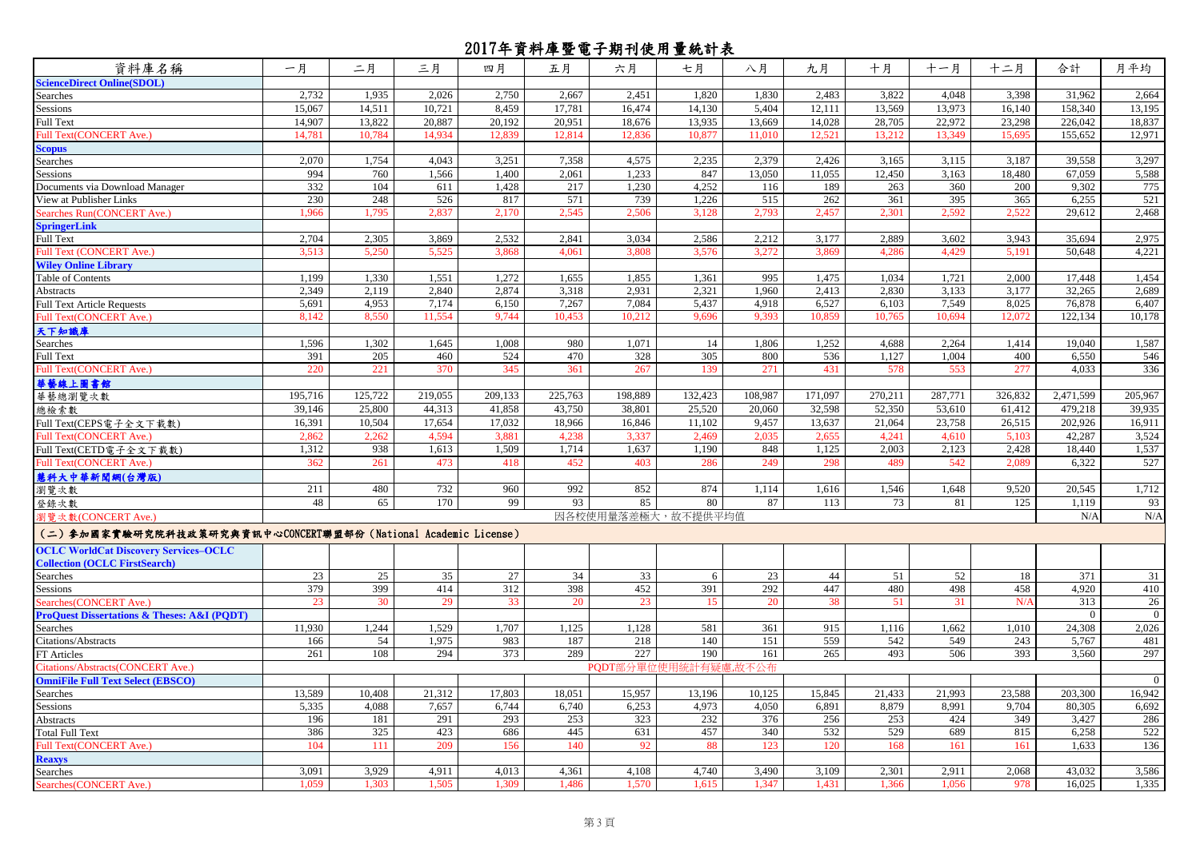# 2017年資料庫暨電子期刊使用量統計表

| 資料庫名稱 | 一月 | 二月 | 三月 | 四月 | 五月 | 六月 | 七月 | 八月 | 九月 | 十月 | 十一月 | 十二月 | 合計 | 月平均 |
|---|---|---|---|---|---|---|---|---|---|---|---|---|---|---|
| **ScienceDirect Online(SDOL)** | | | | | | | | | | | | | | |
| Searches | 2,732 | 1,935 | 2,026 | 2,750 | 2,667 | 2,451 | 1,820 | 1,830 | 2,483 | 3,822 | 4,048 | 3,398 | 31,962 | 2,664 |
| Sessions | 15,067 | 14,511 | 10,721 | 8,459 | 17,781 | 16,474 | 14,130 | 5,404 | 12,111 | 13,569 | 13,973 | 16,140 | 158,340 | 13,195 |
| Full Text | 14,907 | 13,822 | 20,887 | 20,192 | 20,951 | 18,676 | 13,935 | 13,669 | 14,028 | 28,705 | 22,972 | 23,298 | 226,042 | 18,837 |
| Full Text(CONCERT Ave.) | 14,781 | 10,784 | 14,934 | 12,839 | 12,814 | 12,836 | 10,877 | 11,010 | 12,521 | 13,212 | 13,349 | 15,695 | 155,652 | 12,971 |
| **Scopus** | | | | | | | | | | | | | | |
| Searches | 2,070 | 1,754 | 4,043 | 3,251 | 7,358 | 4,575 | 2,235 | 2,379 | 2,426 | 3,165 | 3,115 | 3,187 | 39,558 | 3,297 |
| Sessions | 994 | 760 | 1,566 | 1,400 | 2,061 | 1,233 | 847 | 13,050 | 11,055 | 12,450 | 3,163 | 18,480 | 67,059 | 5,588 |
| Documents via Download Manager | 332 | 104 | 611 | 1,428 | 217 | 1,230 | 4,252 | 116 | 189 | 263 | 360 | 200 | 9,302 | 775 |
| View at Publisher Links | 230 | 248 | 526 | 817 | 571 | 739 | 1,226 | 515 | 262 | 361 | 395 | 365 | 6,255 | 521 |
| Searches Run(CONCERT Ave.) | 1,966 | 1,795 | 2,837 | 2,170 | 2,545 | 2,506 | 3,128 | 2,793 | 2,457 | 2,301 | 2,592 | 2,522 | 29,612 | 2,468 |
| **SpringerLink** | | | | | | | | | | | | | | |
| Full Text | 2,704 | 2,305 | 3,869 | 2,532 | 2,841 | 3,034 | 2,586 | 2,212 | 3,177 | 2,889 | 3,602 | 3,943 | 35,694 | 2,975 |
| Full Text (CONCERT Ave.) | 3,513 | 5,250 | 5,525 | 3,868 | 4,061 | 3,808 | 3,576 | 3,272 | 3,869 | 4,286 | 4,429 | 5,191 | 50,648 | 4,221 |
| **Wiley Online Library** | | | | | | | | | | | | | | |
| Table of Contents | 1,199 | 1,330 | 1,551 | 1,272 | 1,655 | 1,855 | 1,361 | 995 | 1,475 | 1,034 | 1,721 | 2,000 | 17,448 | 1,454 |
| Abstracts | 2,349 | 2,119 | 2,840 | 2,874 | 3,318 | 2,931 | 2,321 | 1,960 | 2,413 | 2,830 | 3,133 | 3,177 | 32,265 | 2,689 |
| Full Text Article Requests | 5,691 | 4,953 | 7,174 | 6,150 | 7,267 | 7,084 | 5,437 | 4,918 | 6,527 | 6,103 | 7,549 | 8,025 | 76,878 | 6,407 |
| Full Text(CONCERT Ave.) | 8,142 | 8,550 | 11,554 | 9,744 | 10,453 | 10,212 | 9,696 | 9,393 | 10,859 | 10,765 | 10,694 | 12,072 | 122,134 | 10,178 |
| **天下知識庫** | | | | | | | | | | | | | | |
| Searches | 1,596 | 1,302 | 1,645 | 1,008 | 980 | 1,071 | 14 | 1,806 | 1,252 | 4,688 | 2,264 | 1,414 | 19,040 | 1,587 |
| Full Text | 391 | 205 | 460 | 524 | 470 | 328 | 305 | 800 | 536 | 1,127 | 1,004 | 400 | 6,550 | 546 |
| Full Text(CONCERT Ave.) | 220 | 221 | 370 | 345 | 361 | 267 | 139 | 271 | 431 | 578 | 553 | 277 | 4,033 | 336 |
| **華藝線上圖書館** | | | | | | | | | | | | | | |
| 華藝總瀏覽次數 | 195,716 | 125,722 | 219,055 | 209,133 | 225,763 | 198,889 | 132,423 | 108,987 | 171,097 | 270,211 | 287,771 | 326,832 | 2,471,599 | 205,967 |
| 總檢索數 | 39,146 | 25,800 | 44,313 | 41,858 | 43,750 | 38,801 | 25,520 | 20,060 | 32,598 | 52,350 | 53,610 | 61,412 | 479,218 | 39,935 |
| Full Text(CEPS電子全文下載數) | 16,391 | 10,504 | 17,654 | 17,032 | 18,966 | 16,846 | 11,102 | 9,457 | 13,637 | 21,064 | 23,758 | 26,515 | 202,926 | 16,911 |
| Full Text(CONCERT Ave.) | 2,862 | 2,262 | 4,594 | 3,881 | 4,238 | 3,337 | 2,469 | 2,035 | 2,655 | 4,241 | 4,610 | 5,103 | 42,287 | 3,524 |
| Full Text(CETD電子全文下載數) | 1,312 | 938 | 1,613 | 1,509 | 1,714 | 1,637 | 1,190 | 848 | 1,125 | 2,003 | 2,123 | 2,428 | 18,440 | 1,537 |
| Full Text(CONCERT Ave.) | 362 | 261 | 473 | 418 | 452 | 403 | 286 | 249 | 298 | 489 | 542 | 2,089 | 6,322 | 527 |
| **慧科大中華新聞網(台灣版)** | | | | | | | | | | | | | | |
| 瀏覽次數 | 211 | 480 | 732 | 960 | 992 | 852 | 874 | 1,114 | 1,616 | 1,546 | 1,648 | 9,520 | 20,545 | 1,712 |
| 登錄次數 | 48 | 65 | 170 | 99 | 93 | 85 | 80 | 87 | 113 | 73 | 81 | 125 | 1,119 | 93 |
| 瀏覽次數(CONCERT Ave.) | 因各校使用量落差極大，故不提供平均值 | | | | | | | | | | | | N/A | N/A |
| **(二)參加國家實驗研究院科技政策研究與資訊中心CONCERT聯盟部份(National Academic License)** | | | | | | | | | | | | | | |
| **OCLC WorldCat Discovery Services–OCLC Collection (OCLC FirstSearch)** | | | | | | | | | | | | | | |
| Searches | 23 | 25 | 35 | 27 | 34 | 33 | 6 | 23 | 44 | 51 | 52 | 18 | 371 | 31 |
| Sessions | 379 | 399 | 414 | 312 | 398 | 452 | 391 | 292 | 447 | 480 | 498 | 458 | 4,920 | 410 |
| Searches(CONCERT Ave.) | 23 | 30 | 29 | 33 | 20 | 23 | 15 | 20 | 38 | 51 | 31 | N/A | 313 | 26 |
| **ProQuest Dissertations & Theses: A&I (PQDT)** | | | | | | | | | | | | | 0 | 0 |
| Searches | 11,930 | 1,244 | 1,529 | 1,707 | 1,125 | 1,128 | 581 | 361 | 915 | 1,116 | 1,662 | 1,010 | 24,308 | 2,026 |
| Citations/Abstracts | 166 | 54 | 1,975 | 983 | 187 | 218 | 140 | 151 | 559 | 542 | 549 | 243 | 5,767 | 481 |
| FT Articles | 261 | 108 | 294 | 373 | 289 | 227 | 190 | 161 | 265 | 493 | 506 | 393 | 3,560 | 297 |
| Citations/Abstracts(CONCERT Ave.) | PQDT部分單位使用統計有疑慮,故不公布 | | | | | | | | | | | | | |
| **OmniFile Full Text Select (EBSCO)** | | | | | | | | | | | | | | 0 |
| Searches | 13,589 | 10,408 | 21,312 | 17,803 | 18,051 | 15,957 | 13,196 | 10,125 | 15,845 | 21,433 | 21,993 | 23,588 | 203,300 | 16,942 |
| Sessions | 5,335 | 4,088 | 7,657 | 6,744 | 6,740 | 6,253 | 4,973 | 4,050 | 6,891 | 8,879 | 8,991 | 9,704 | 80,305 | 6,692 |
| Abstracts | 196 | 181 | 291 | 293 | 253 | 323 | 232 | 376 | 256 | 253 | 424 | 349 | 3,427 | 286 |
| Total Full Text | 386 | 325 | 423 | 686 | 445 | 631 | 457 | 340 | 532 | 529 | 689 | 815 | 6,258 | 522 |
| Full Text(CONCERT Ave.) | 104 | 111 | 209 | 156 | 140 | 92 | 88 | 123 | 120 | 168 | 161 | 161 | 1,633 | 136 |
| **Reaxys** | | | | | | | | | | | | | | |
| Searches | 3,091 | 3,929 | 4,911 | 4,013 | 4,361 | 4,108 | 4,740 | 3,490 | 3,109 | 2,301 | 2,911 | 2,068 | 43,032 | 3,586 |
| Searches(CONCERT Ave.) | 1,059 | 1,303 | 1,505 | 1,309 | 1,486 | 1,570 | 1,615 | 1,347 | 1,431 | 1,366 | 1,056 | 978 | 16,025 | 1,335 |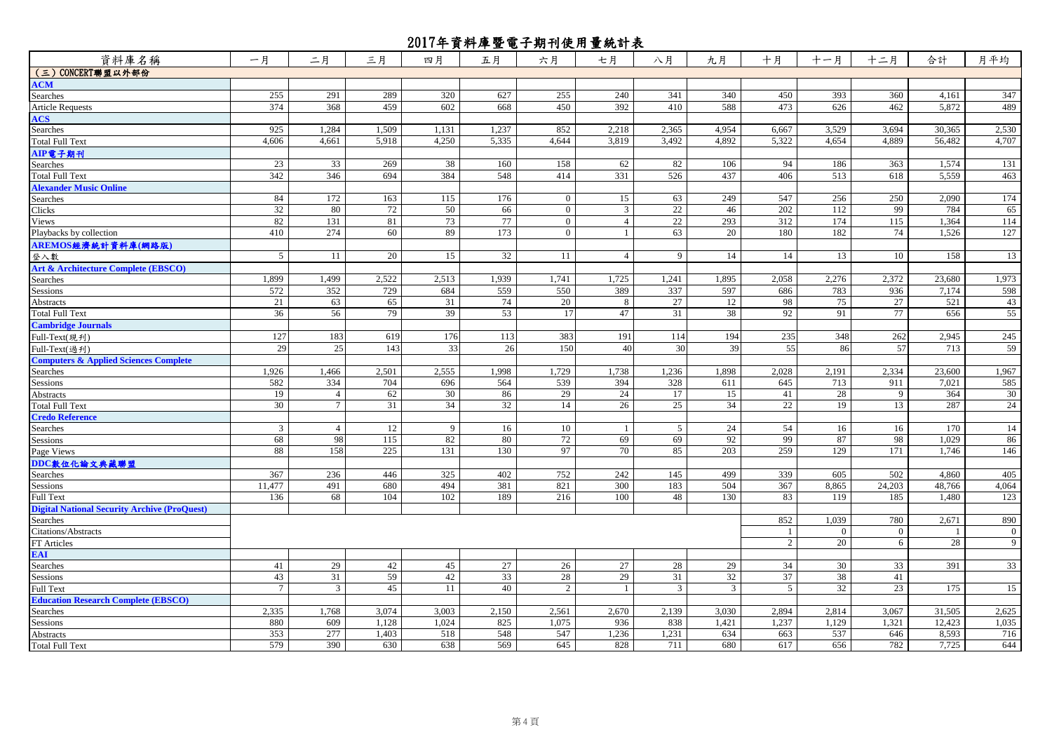# 2017年資料庫暨電子期刊使用量統計表

| 資料庫名稱 | 一月 | 二月 | 三月 | 四月 | 五月 | 六月 | 七月 | 八月 | 九月 | 十月 | 十一月 | 十二月 | 合計 | 月平均 |
|---|---|---|---|---|---|---|---|---|---|---|---|---|---|---|
| **(三) CONCERT聯盟以外部份** | | | | | | | | | | | | | | |
| **ACM** | | | | | | | | | | | | | | |
| Searches | 255 | 291 | 289 | 320 | 627 | 255 | 240 | 341 | 340 | 450 | 393 | 360 | 4,161 | 347 |
| Article Requests | 374 | 368 | 459 | 602 | 668 | 450 | 392 | 410 | 588 | 473 | 626 | 462 | 5,872 | 489 |
| **ACS** | | | | | | | | | | | | | | |
| Searches | 925 | 1,284 | 1,509 | 1,131 | 1,237 | 852 | 2,218 | 2,365 | 4,954 | 6,667 | 3,529 | 3,694 | 30,365 | 2,530 |
| Total Full Text | 4,606 | 4,661 | 5,918 | 4,250 | 5,335 | 4,644 | 3,819 | 3,492 | 4,892 | 5,322 | 4,654 | 4,889 | 56,482 | 4,707 |
| **AIP電子期刊** | | | | | | | | | | | | | | |
| Searches | 23 | 33 | 269 | 38 | 160 | 158 | 62 | 82 | 106 | 94 | 186 | 363 | 1,574 | 131 |
| Total Full Text | 342 | 346 | 694 | 384 | 548 | 414 | 331 | 526 | 437 | 406 | 513 | 618 | 5,559 | 463 |
| **Alexander Music Online** | | | | | | | | | | | | | | |
| Searches | 84 | 172 | 163 | 115 | 176 | 0 | 15 | 63 | 249 | 547 | 256 | 250 | 2,090 | 174 |
| Clicks | 32 | 80 | 72 | 50 | 66 | 0 | 3 | 22 | 46 | 202 | 112 | 99 | 784 | 65 |
| Views | 82 | 131 | 81 | 73 | 77 | 0 | 4 | 22 | 293 | 312 | 174 | 115 | 1,364 | 114 |
| Playbacks by collection | 410 | 274 | 60 | 89 | 173 | 0 | 1 | 63 | 20 | 180 | 182 | 74 | 1,526 | 127 |
| **AREMOS經濟統計資料庫(網路版)** | | | | | | | | | | | | | | |
| 登入數 | 5 | 11 | 20 | 15 | 32 | 11 | 4 | 9 | 14 | 14 | 13 | 10 | 158 | 13 |
| **Art & Architecture Complete (EBSCO)** | | | | | | | | | | | | | | |
| Searches | 1,899 | 1,499 | 2,522 | 2,513 | 1,939 | 1,741 | 1,725 | 1,241 | 1,895 | 2,058 | 2,276 | 2,372 | 23,680 | 1,973 |
| Sessions | 572 | 352 | 729 | 684 | 559 | 550 | 389 | 337 | 597 | 686 | 783 | 936 | 7,174 | 598 |
| Abstracts | 21 | 63 | 65 | 31 | 74 | 20 | 8 | 27 | 12 | 98 | 75 | 27 | 521 | 43 |
| Total Full Text | 36 | 56 | 79 | 39 | 53 | 17 | 47 | 31 | 38 | 92 | 91 | 77 | 656 | 55 |
| **Cambridge Journals** | | | | | | | | | | | | | | |
| Full-Text(現刊) | 127 | 183 | 619 | 176 | 113 | 383 | 191 | 114 | 194 | 235 | 348 | 262 | 2,945 | 245 |
| Full-Text(過刊) | 29 | 25 | 143 | 33 | 26 | 150 | 40 | 30 | 39 | 55 | 86 | 57 | 713 | 59 |
| **Computers & Applied Sciences Complete** | | | | | | | | | | | | | | |
| Searches | 1,926 | 1,466 | 2,501 | 2,555 | 1,998 | 1,729 | 1,738 | 1,236 | 1,898 | 2,028 | 2,191 | 2,334 | 23,600 | 1,967 |
| Sessions | 582 | 334 | 704 | 696 | 564 | 539 | 394 | 328 | 611 | 645 | 713 | 911 | 7,021 | 585 |
| Abstracts | 19 | 4 | 62 | 30 | 86 | 29 | 24 | 17 | 15 | 41 | 28 | 9 | 364 | 30 |
| Total Full Text | 30 | 7 | 31 | 34 | 32 | 14 | 26 | 25 | 34 | 22 | 19 | 13 | 287 | 24 |
| **Credo Reference** | | | | | | | | | | | | | | |
| Searches | 3 | 4 | 12 | 9 | 16 | 10 | 1 | 5 | 24 | 54 | 16 | 16 | 170 | 14 |
| Sessions | 68 | 98 | 115 | 82 | 80 | 72 | 69 | 69 | 92 | 99 | 87 | 98 | 1,029 | 86 |
| Page Views | 88 | 158 | 225 | 131 | 130 | 97 | 70 | 85 | 203 | 259 | 129 | 171 | 1,746 | 146 |
| **DDC數位化論文典藏聯盟** | | | | | | | | | | | | | | |
| Searches | 367 | 236 | 446 | 325 | 402 | 752 | 242 | 145 | 499 | 339 | 605 | 502 | 4,860 | 405 |
| Sessions | 11,477 | 491 | 680 | 494 | 381 | 821 | 300 | 183 | 504 | 367 | 8,865 | 24,203 | 48,766 | 4,064 |
| Full Text | 136 | 68 | 104 | 102 | 189 | 216 | 100 | 48 | 130 | 83 | 119 | 185 | 1,480 | 123 |
| **Digital National Security Archive (ProQuest)** | | | | | | | | | | | | | | |
| Searches | | | | | | | | | | 852 | 1,039 | 780 | 2,671 | 890 |
| Citations/Abstracts | | | | | | | | | | 1 | 0 | 0 | 1 | 0 |
| FT Articles | | | | | | | | | | 2 | 20 | 6 | 28 | 9 |
| **EAI** | | | | | | | | | | | | | | |
| Searches | 41 | 29 | 42 | 45 | 27 | 26 | 27 | 28 | 29 | 34 | 30 | 33 | 391 | 33 |
| Sessions | 43 | 31 | 59 | 42 | 33 | 28 | 29 | 31 | 32 | 37 | 38 | 41 | | |
| Full Text | 7 | 3 | 45 | 11 | 40 | 2 | 1 | 3 | 3 | 5 | 32 | 23 | 175 | 15 |
| **Education Research Complete (EBSCO)** | | | | | | | | | | | | | | |
| Searches | 2,335 | 1,768 | 3,074 | 3,003 | 2,150 | 2,561 | 2,670 | 2,139 | 3,030 | 2,894 | 2,814 | 3,067 | 31,505 | 2,625 |
| Sessions | 880 | 609 | 1,128 | 1,024 | 825 | 1,075 | 936 | 838 | 1,421 | 1,237 | 1,129 | 1,321 | 12,423 | 1,035 |
| Abstracts | 353 | 277 | 1,403 | 518 | 548 | 547 | 1,236 | 1,231 | 634 | 663 | 537 | 646 | 8,593 | 716 |
| Total Full Text | 579 | 390 | 630 | 638 | 569 | 645 | 828 | 711 | 680 | 617 | 656 | 782 | 7,725 | 644 |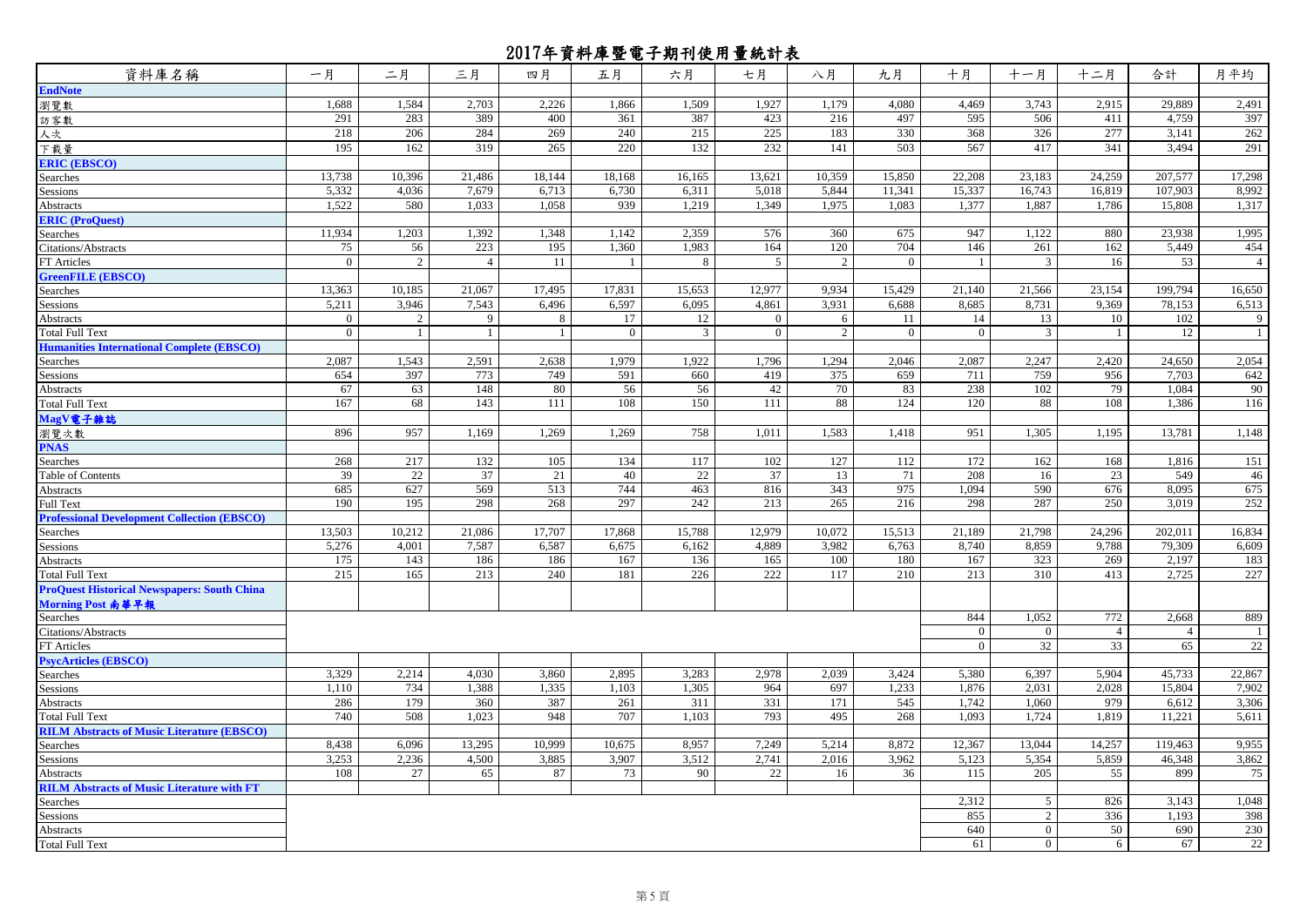# 2017年資料庫暨電子期刊使用量統計表

| 資料庫名稱 | 一月 | 二月 | 三月 | 四月 | 五月 | 六月 | 七月 | 八月 | 九月 | 十月 | 十一月 | 十二月 | 合計 | 月平均 |
|---|---|---|---|---|---|---|---|---|---|---|---|---|---|---|
| **EndNote** | | | | | | | | | | | | | | |
| 瀏覽數 | 1,688 | 1,584 | 2,703 | 2,226 | 1,866 | 1,509 | 1,927 | 1,179 | 4,080 | 4,469 | 3,743 | 2,915 | 29,889 | 2,491 |
| 訪客數 | 291 | 283 | 389 | 400 | 361 | 387 | 423 | 216 | 497 | 595 | 506 | 411 | 4,759 | 397 |
| 人次 | 218 | 206 | 284 | 269 | 240 | 215 | 225 | 183 | 330 | 368 | 326 | 277 | 3,141 | 262 |
| 下載量 | 195 | 162 | 319 | 265 | 220 | 132 | 232 | 141 | 503 | 567 | 417 | 341 | 3,494 | 291 |
| **ERIC (EBSCO)** | | | | | | | | | | | | | | |
| Searches | 13,738 | 10,396 | 21,486 | 18,144 | 18,168 | 16,165 | 13,621 | 10,359 | 15,850 | 22,208 | 23,183 | 24,259 | 207,577 | 17,298 |
| Sessions | 5,332 | 4,036 | 7,679 | 6,713 | 6,730 | 6,311 | 5,018 | 5,844 | 11,341 | 15,337 | 16,743 | 16,819 | 107,903 | 8,992 |
| Abstracts | 1,522 | 580 | 1,033 | 1,058 | 939 | 1,219 | 1,349 | 1,975 | 1,083 | 1,377 | 1,887 | 1,786 | 15,808 | 1,317 |
| **ERIC (ProQuest)** | | | | | | | | | | | | | | |
| Searches | 11,934 | 1,203 | 1,392 | 1,348 | 1,142 | 2,359 | 576 | 360 | 675 | 947 | 1,122 | 880 | 23,938 | 1,995 |
| Citations/Abstracts | 75 | 56 | 223 | 195 | 1,360 | 1,983 | 164 | 120 | 704 | 146 | 261 | 162 | 5,449 | 454 |
| FT Articles | 0 | 2 | 4 | 11 | 1 | 8 | 5 | 2 | 0 | 1 | 3 | 16 | 53 | 4 |
| **GreenFILE (EBSCO)** | | | | | | | | | | | | | | |
| Searches | 13,363 | 10,185 | 21,067 | 17,495 | 17,831 | 15,653 | 12,977 | 9,934 | 15,429 | 21,140 | 21,566 | 23,154 | 199,794 | 16,650 |
| Sessions | 5,211 | 3,946 | 7,543 | 6,496 | 6,597 | 6,095 | 4,861 | 3,931 | 6,688 | 8,685 | 8,731 | 9,369 | 78,153 | 6,513 |
| Abstracts | 0 | 2 | 9 | 8 | 17 | 12 | 0 | 6 | 11 | 14 | 13 | 10 | 102 | 9 |
| Total Full Text | 0 | 1 | 1 | 1 | 0 | 3 | 0 | 2 | 0 | 0 | 3 | 1 | 12 | 1 |
| **Humanities International Complete (EBSCO)** | | | | | | | | | | | | | | |
| Searches | 2,087 | 1,543 | 2,591 | 2,638 | 1,979 | 1,922 | 1,796 | 1,294 | 2,046 | 2,087 | 2,247 | 2,420 | 24,650 | 2,054 |
| Sessions | 654 | 397 | 773 | 749 | 591 | 660 | 419 | 375 | 659 | 711 | 759 | 956 | 7,703 | 642 |
| Abstracts | 67 | 63 | 148 | 80 | 56 | 56 | 42 | 70 | 83 | 238 | 102 | 79 | 1,084 | 90 |
| Total Full Text | 167 | 68 | 143 | 111 | 108 | 150 | 111 | 88 | 124 | 120 | 88 | 108 | 1,386 | 116 |
| **MagV電子雜誌** | | | | | | | | | | | | | | |
| 瀏覽次數 | 896 | 957 | 1,169 | 1,269 | 1,269 | 758 | 1,011 | 1,583 | 1,418 | 951 | 1,305 | 1,195 | 13,781 | 1,148 |
| **PNAS** | | | | | | | | | | | | | | |
| Searches | 268 | 217 | 132 | 105 | 134 | 117 | 102 | 127 | 112 | 172 | 162 | 168 | 1,816 | 151 |
| Table of Contents | 39 | 22 | 37 | 21 | 40 | 22 | 37 | 13 | 71 | 208 | 16 | 23 | 549 | 46 |
| Abstracts | 685 | 627 | 569 | 513 | 744 | 463 | 816 | 343 | 975 | 1,094 | 590 | 676 | 8,095 | 675 |
| Full Text | 190 | 195 | 298 | 268 | 297 | 242 | 213 | 265 | 216 | 298 | 287 | 250 | 3,019 | 252 |
| **Professional Development Collection (EBSCO)** | | | | | | | | | | | | | | |
| Searches | 13,503 | 10,212 | 21,086 | 17,707 | 17,868 | 15,788 | 12,979 | 10,072 | 15,513 | 21,189 | 21,798 | 24,296 | 202,011 | 16,834 |
| Sessions | 5,276 | 4,001 | 7,587 | 6,587 | 6,675 | 6,162 | 4,889 | 3,982 | 6,763 | 8,740 | 8,859 | 9,788 | 79,309 | 6,609 |
| Abstracts | 175 | 143 | 186 | 186 | 167 | 136 | 165 | 100 | 180 | 167 | 323 | 269 | 2,197 | 183 |
| Total Full Text | 215 | 165 | 213 | 240 | 181 | 226 | 222 | 117 | 210 | 213 | 310 | 413 | 2,725 | 227 |
| **ProQuest Historical Newspapers: South China Morning Post 南華早報** | | | | | | | | | | | | | | |
| Searches | | | | | | | | | | 844 | 1,052 | 772 | 2,668 | 889 |
| Citations/Abstracts | | | | | | | | | | 0 | 0 | 4 | 4 | 1 |
| FT Articles | | | | | | | | | | 0 | 32 | 33 | 65 | 22 |
| **PsycArticles (EBSCO)** | | | | | | | | | | | | | | |
| Searches | 3,329 | 2,214 | 4,030 | 3,860 | 2,895 | 3,283 | 2,978 | 2,039 | 3,424 | 5,380 | 6,397 | 5,904 | 45,733 | 22,867 |
| Sessions | 1,110 | 734 | 1,388 | 1,335 | 1,103 | 1,305 | 964 | 697 | 1,233 | 1,876 | 2,031 | 2,028 | 15,804 | 7,902 |
| Abstracts | 286 | 179 | 360 | 387 | 261 | 311 | 331 | 171 | 545 | 1,742 | 1,060 | 979 | 6,612 | 3,306 |
| Total Full Text | 740 | 508 | 1,023 | 948 | 707 | 1,103 | 793 | 495 | 268 | 1,093 | 1,724 | 1,819 | 11,221 | 5,611 |
| **RILM Abstracts of Music Literature (EBSCO)** | | | | | | | | | | | | | | |
| Searches | 8,438 | 6,096 | 13,295 | 10,999 | 10,675 | 8,957 | 7,249 | 5,214 | 8,872 | 12,367 | 13,044 | 14,257 | 119,463 | 9,955 |
| Sessions | 3,253 | 2,236 | 4,500 | 3,885 | 3,907 | 3,512 | 2,741 | 2,016 | 3,962 | 5,123 | 5,354 | 5,859 | 46,348 | 3,862 |
| Abstracts | 108 | 27 | 65 | 87 | 73 | 90 | 22 | 16 | 36 | 115 | 205 | 55 | 899 | 75 |
| **RILM Abstracts of Music Literature with FT** | | | | | | | | | | | | | | |
| Searches | | | | | | | | | | 2,312 | 5 | 826 | 3,143 | 1,048 |
| Sessions | | | | | | | | | | 855 | 2 | 336 | 1,193 | 398 |
| Abstracts | | | | | | | | | | 640 | 0 | 50 | 690 | 230 |
| Total Full Text | | | | | | | | | | 61 | 0 | 6 | 67 | 22 |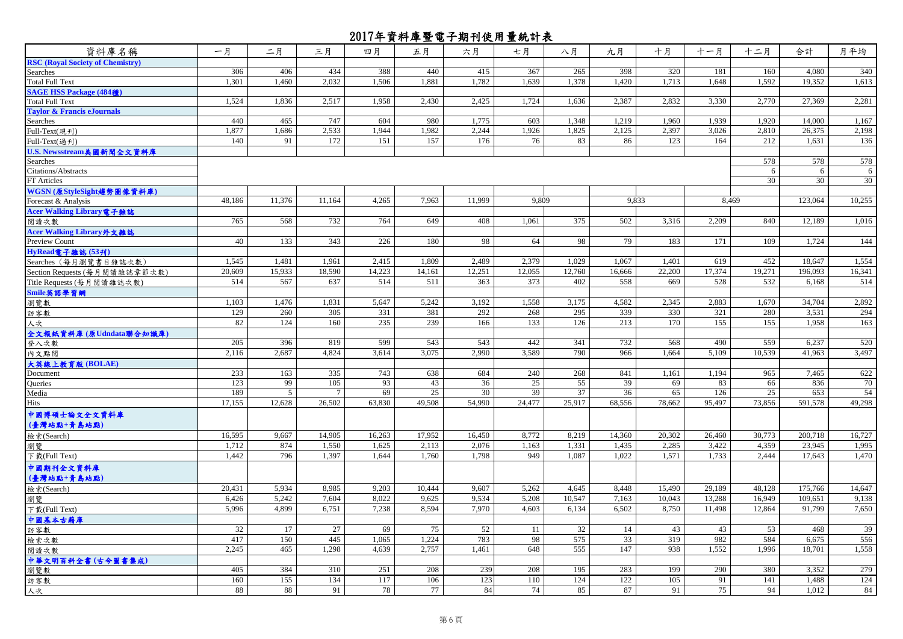# 2017年資料庫暨電子期刊使用量統計表

| 資料庫名稱 | 一月 | 二月 | 三月 | 四月 | 五月 | 六月 | 七月 | 八月 | 九月 | 十月 | 十一月 | 十二月 | 合計 | 月平均 |
|---|---|---|---|---|---|---|---|---|---|---|---|---|---|---|
| **RSC (Royal Society of Chemistry)** | | | | | | | | | | | | | | |
| Searches | 306 | 406 | 434 | 388 | 440 | 415 | 367 | 265 | 398 | 320 | 181 | 160 | 4,080 | 340 |
| Total Full Text | 1,301 | 1,460 | 2,032 | 1,506 | 1,881 | 1,782 | 1,639 | 1,378 | 1,420 | 1,713 | 1,648 | 1,592 | 19,352 | 1,613 |
| **SAGE HSS Package (484種)** | | | | | | | | | | | | | | |
| Total Full Text | 1,524 | 1,836 | 2,517 | 1,958 | 2,430 | 2,425 | 1,724 | 1,636 | 2,387 | 2,832 | 3,330 | 2,770 | 27,369 | 2,281 |
| **Taylor & Francis eJournals** | | | | | | | | | | | | | | |
| Searches | 440 | 465 | 747 | 604 | 980 | 1,775 | 603 | 1,348 | 1,219 | 1,960 | 1,939 | 1,920 | 14,000 | 1,167 |
| Full-Text(現刊) | 1,877 | 1,686 | 2,533 | 1,944 | 1,982 | 2,244 | 1,926 | 1,825 | 2,125 | 2,397 | 3,026 | 2,810 | 26,375 | 2,198 |
| Full-Text(過刊) | 140 | 91 | 172 | 151 | 157 | 176 | 76 | 83 | 86 | 123 | 164 | 212 | 1,631 | 136 |
| **U.S. Newsstream美國新聞全文資料庫** | | | | | | | | | | | | | | |
| Searches | | | | | | | | | | | | 578 | 578 | 578 |
| Citations/Abstracts | | | | | | | | | | | | 6 | 6 | 6 |
| FT Articles | | | | | | | | | | | | 30 | 30 | 30 |
| **WGSN (原StyleSight趨勢圖像資料庫)** | | | | | | | | | | | | | | |
| Forecast & Analysis | 48,186 | 11,376 | 11,164 | 4,265 | 7,963 | 11,999 | 9,809 | | 9,833 | | 8,469 | | 123,064 | 10,255 |
| **Acer Walking Library電子雜誌** | | | | | | | | | | | | | | |
| 閱讀次數 | 765 | 568 | 732 | 764 | 649 | 408 | 1,061 | 375 | 502 | 3,316 | 2,209 | 840 | 12,189 | 1,016 |
| **Acer Walking Library外文雜誌** | | | | | | | | | | | | | | |
| Preview Count | 40 | 133 | 343 | 226 | 180 | 98 | 64 | 98 | 79 | 183 | 171 | 109 | 1,724 | 144 |
| **HyRead電子雜誌 (53刊)** | | | | | | | | | | | | | | |
| Searches (每月瀏覽書目雜誌次數) | 1,545 | 1,481 | 1,961 | 2,415 | 1,809 | 2,489 | 2,379 | 1,029 | 1,067 | 1,401 | 619 | 452 | 18,647 | 1,554 |
| Section Requests (每月閱讀雜誌章節次數) | 20,609 | 15,933 | 18,590 | 14,223 | 14,161 | 12,251 | 12,055 | 12,760 | 16,666 | 22,200 | 17,374 | 19,271 | 196,093 | 16,341 |
| Title Requests (每月閱讀雜誌次數) | 514 | 567 | 637 | 514 | 511 | 363 | 373 | 402 | 558 | 669 | 528 | 532 | 6,168 | 514 |
| **Smile英語學習網** | | | | | | | | | | | | | | |
| 瀏覽數 | 1,103 | 1,476 | 1,831 | 5,647 | 5,242 | 3,192 | 1,558 | 3,175 | 4,582 | 2,345 | 2,883 | 1,670 | 34,704 | 2,892 |
| 訪客數 | 129 | 260 | 305 | 331 | 381 | 292 | 268 | 295 | 339 | 330 | 321 | 280 | 3,531 | 294 |
| 人次 | 82 | 124 | 160 | 235 | 239 | 166 | 133 | 126 | 213 | 170 | 155 | 155 | 1,958 | 163 |
| **全文報紙資料庫 (原Udndata聯合知識庫)** | | | | | | | | | | | | | | |
| 登入次數 | 205 | 396 | 819 | 599 | 543 | 543 | 442 | 341 | 732 | 568 | 490 | 559 | 6,237 | 520 |
| 內文點閱 | 2,116 | 2,687 | 4,824 | 3,614 | 3,075 | 2,990 | 3,589 | 790 | 966 | 1,664 | 5,109 | 10,539 | 41,963 | 3,497 |
| **大英線上教育版 (BOLAE)** | | | | | | | | | | | | | | |
| Document | 233 | 163 | 335 | 743 | 638 | 684 | 240 | 268 | 841 | 1,161 | 1,194 | 965 | 7,465 | 622 |
| Queries | 123 | 99 | 105 | 93 | 43 | 36 | 25 | 55 | 39 | 69 | 83 | 66 | 836 | 70 |
| Media | 189 | 5 | 7 | 69 | 25 | 30 | 39 | 37 | 36 | 65 | 126 | 25 | 653 | 54 |
| Hits | 17,155 | 12,628 | 26,502 | 63,830 | 49,508 | 54,990 | 24,477 | 25,917 | 68,556 | 78,662 | 95,497 | 73,856 | 591,578 | 49,298 |
| **中國博碩士論文全文資料庫 (臺灣站點+青島站點)** | | | | | | | | | | | | | | |
| 檢索(Search) | 16,595 | 9,667 | 14,905 | 16,263 | 17,952 | 16,450 | 8,772 | 8,219 | 14,360 | 20,302 | 26,460 | 30,773 | 200,718 | 16,727 |
| 瀏覽 | 1,712 | 874 | 1,550 | 1,625 | 2,113 | 2,076 | 1,163 | 1,331 | 1,435 | 2,285 | 3,422 | 4,359 | 23,945 | 1,995 |
| 下載(Full Text) | 1,442 | 796 | 1,397 | 1,644 | 1,760 | 1,798 | 949 | 1,087 | 1,022 | 1,571 | 1,733 | 2,444 | 17,643 | 1,470 |
| **中國期刊全文資料庫 (臺灣站點+青島站點)** | | | | | | | | | | | | | | |
| 檢索(Search) | 20,431 | 5,934 | 8,985 | 9,203 | 10,444 | 9,607 | 5,262 | 4,645 | 8,448 | 15,490 | 29,189 | 48,128 | 175,766 | 14,647 |
| 瀏覽 | 6,426 | 5,242 | 7,604 | 8,022 | 9,625 | 9,534 | 5,208 | 10,547 | 7,163 | 10,043 | 13,288 | 16,949 | 109,651 | 9,138 |
| 下載(Full Text) | 5,996 | 4,899 | 6,751 | 7,238 | 8,594 | 7,970 | 4,603 | 6,134 | 6,502 | 8,750 | 11,498 | 12,864 | 91,799 | 7,650 |
| **中國基本古籍庫** | | | | | | | | | | | | | | |
| 訪客數 | 32 | 17 | 27 | 69 | 75 | 52 | 11 | 32 | 14 | 43 | 43 | 53 | 468 | 39 |
| 檢索次數 | 417 | 150 | 445 | 1,065 | 1,224 | 783 | 98 | 575 | 33 | 319 | 982 | 584 | 6,675 | 556 |
| 閱讀次數 | 2,245 | 465 | 1,298 | 4,639 | 2,757 | 1,461 | 648 | 555 | 147 | 938 | 1,552 | 1,996 | 18,701 | 1,558 |
| **中華文明百科全書 (古今圖書集成)** | | | | | | | | | | | | | | |
| 瀏覽數 | 405 | 384 | 310 | 251 | 208 | 239 | 208 | 195 | 283 | 199 | 290 | 380 | 3,352 | 279 |
| 訪客數 | 160 | 155 | 134 | 117 | 106 | 123 | 110 | 124 | 122 | 105 | 91 | 141 | 1,488 | 124 |
| 人次 | 88 | 88 | 91 | 78 | 77 | 84 | 74 | 85 | 87 | 91 | 75 | 94 | 1,012 | 84 |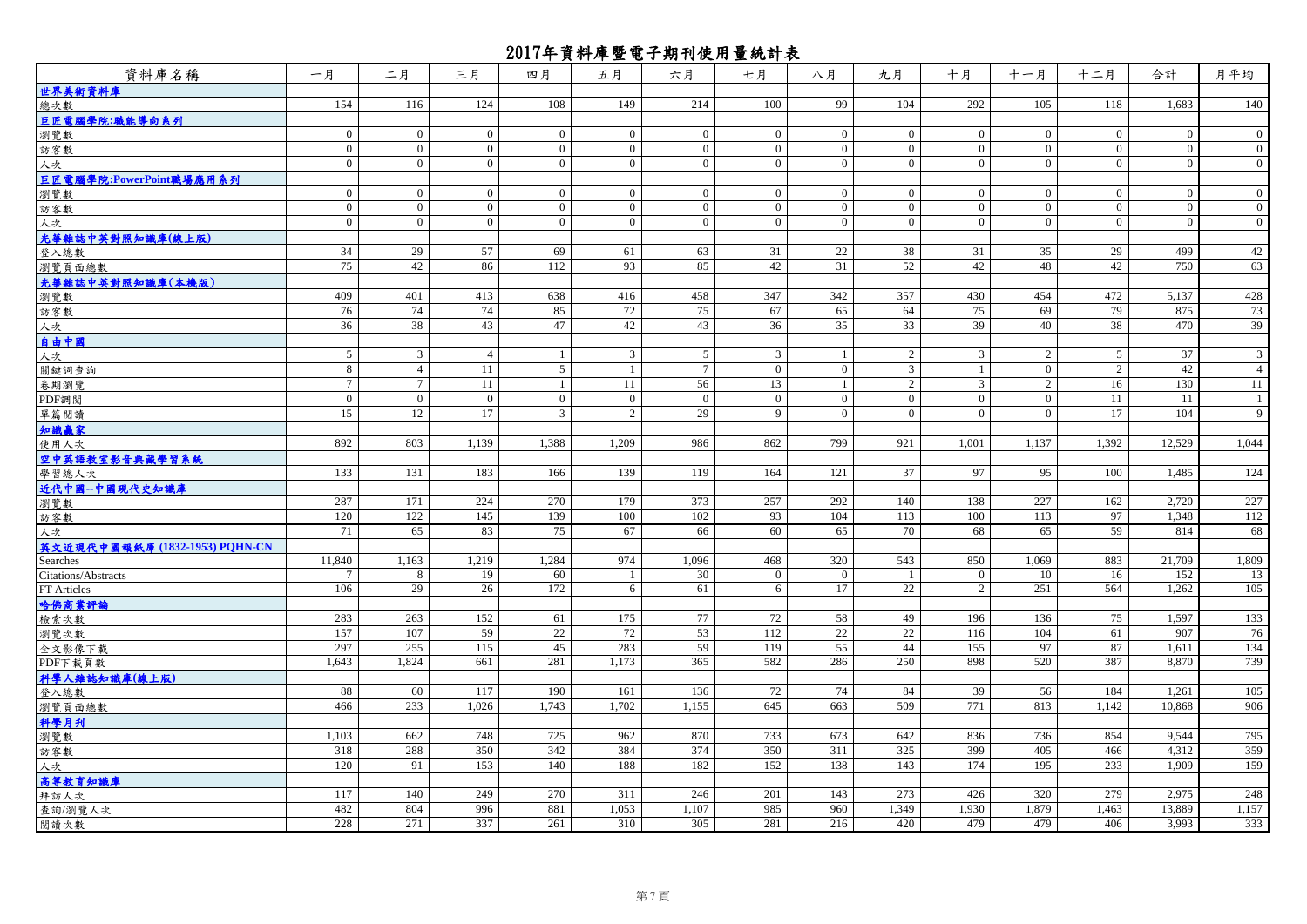# 2017年資料庫暨電子期刊使用量統計表

| 資料庫名稱 | 一月 | 二月 | 三月 | 四月 | 五月 | 六月 | 七月 | 八月 | 九月 | 十月 | 十一月 | 十二月 | 合計 | 月平均 |
|---|---|---|---|---|---|---|---|---|---|---|---|---|---|---|
| **世界美術資料庫** | | | | | | | | | | | | | | |
| 總次數 | 154 | 116 | 124 | 108 | 149 | 214 | 100 | 99 | 104 | 292 | 105 | 118 | 1,683 | 140 |
| **巨匠電腦學院:職能導向系列** | | | | | | | | | | | | | | |
| 瀏覽數 | 0 | 0 | 0 | 0 | 0 | 0 | 0 | 0 | 0 | 0 | 0 | 0 | 0 | 0 |
| 訪客數 | 0 | 0 | 0 | 0 | 0 | 0 | 0 | 0 | 0 | 0 | 0 | 0 | 0 | 0 |
| 人次 | 0 | 0 | 0 | 0 | 0 | 0 | 0 | 0 | 0 | 0 | 0 | 0 | 0 | 0 |
| **巨匠電腦學院:PowerPoint職場應用系列** | | | | | | | | | | | | | | |
| 瀏覽數 | 0 | 0 | 0 | 0 | 0 | 0 | 0 | 0 | 0 | 0 | 0 | 0 | 0 | 0 |
| 訪客數 | 0 | 0 | 0 | 0 | 0 | 0 | 0 | 0 | 0 | 0 | 0 | 0 | 0 | 0 |
| 人次 | 0 | 0 | 0 | 0 | 0 | 0 | 0 | 0 | 0 | 0 | 0 | 0 | 0 | 0 |
| **光華雜誌中英對照知識庫(線上版)** | | | | | | | | | | | | | | |
| 登入總數 | 34 | 29 | 57 | 69 | 61 | 63 | 31 | 22 | 38 | 31 | 35 | 29 | 499 | 42 |
| 瀏覽頁面總數 | 75 | 42 | 86 | 112 | 93 | 85 | 42 | 31 | 52 | 42 | 48 | 42 | 750 | 63 |
| **光華雜誌中英對照知識庫(本機版)** | | | | | | | | | | | | | | |
| 瀏覽數 | 409 | 401 | 413 | 638 | 416 | 458 | 347 | 342 | 357 | 430 | 454 | 472 | 5,137 | 428 |
| 訪客數 | 76 | 74 | 74 | 85 | 72 | 75 | 67 | 65 | 64 | 75 | 69 | 79 | 875 | 73 |
| 人次 | 36 | 38 | 43 | 47 | 42 | 43 | 36 | 35 | 33 | 39 | 40 | 38 | 470 | 39 |
| **自由中國** | | | | | | | | | | | | | | |
| 人次 | 5 | 3 | 4 | 1 | 3 | 5 | 3 | 1 | 2 | 3 | 2 | 5 | 37 | 3 |
| 關鍵詞查詢 | 8 | 4 | 11 | 5 | 1 | 7 | 0 | 0 | 3 | 1 | 0 | 2 | 42 | 4 |
| 卷期瀏覽 | 7 | 7 | 11 | 1 | 11 | 56 | 13 | 1 | 2 | 3 | 2 | 16 | 130 | 11 |
| PDF調閱 | 0 | 0 | 0 | 0 | 0 | 0 | 0 | 0 | 0 | 0 | 0 | 11 | 11 | 1 |
| 單篇閱讀 | 15 | 12 | 17 | 3 | 2 | 29 | 9 | 0 | 0 | 0 | 0 | 17 | 104 | 9 |
| **知識贏家** | | | | | | | | | | | | | | |
| 使用人次 | 892 | 803 | 1,139 | 1,388 | 1,209 | 986 | 862 | 799 | 921 | 1,001 | 1,137 | 1,392 | 12,529 | 1,044 |
| **空中英語教室影音典藏學習系統** | | | | | | | | | | | | | | |
| 學習總人次 | 133 | 131 | 183 | 166 | 139 | 119 | 164 | 121 | 37 | 97 | 95 | 100 | 1,485 | 124 |
| **近代中國--中國現代史知識庫** | | | | | | | | | | | | | | |
| 瀏覽數 | 287 | 171 | 224 | 270 | 179 | 373 | 257 | 292 | 140 | 138 | 227 | 162 | 2,720 | 227 |
| 訪客數 | 120 | 122 | 145 | 139 | 100 | 102 | 93 | 104 | 113 | 100 | 113 | 97 | 1,348 | 112 |
| 人次 | 71 | 65 | 83 | 75 | 67 | 66 | 60 | 65 | 70 | 68 | 65 | 59 | 814 | 68 |
| **英文近現代中國報紙庫 (1832-1953) PQHN-CN** | | | | | | | | | | | | | | |
| Searches | 11,840 | 1,163 | 1,219 | 1,284 | 974 | 1,096 | 468 | 320 | 543 | 850 | 1,069 | 883 | 21,709 | 1,809 |
| Citations/Abstracts | 7 | 8 | 19 | 60 | 1 | 30 | 0 | 0 | 1 | 0 | 10 | 16 | 152 | 13 |
| FT Articles | 106 | 29 | 26 | 172 | 6 | 61 | 6 | 17 | 22 | 2 | 251 | 564 | 1,262 | 105 |
| **哈佛商業評論** | | | | | | | | | | | | | | |
| 檢索次數 | 283 | 263 | 152 | 61 | 175 | 77 | 72 | 58 | 49 | 196 | 136 | 75 | 1,597 | 133 |
| 瀏覽次數 | 157 | 107 | 59 | 22 | 72 | 53 | 112 | 22 | 22 | 116 | 104 | 61 | 907 | 76 |
| 全文影像下載 | 297 | 255 | 115 | 45 | 283 | 59 | 119 | 55 | 44 | 155 | 97 | 87 | 1,611 | 134 |
| PDF下載頁數 | 1,643 | 1,824 | 661 | 281 | 1,173 | 365 | 582 | 286 | 250 | 898 | 520 | 387 | 8,870 | 739 |
| **科學人雜誌知識庫(線上版)** | | | | | | | | | | | | | | |
| 登入總數 | 88 | 60 | 117 | 190 | 161 | 136 | 72 | 74 | 84 | 39 | 56 | 184 | 1,261 | 105 |
| 瀏覽頁面總數 | 466 | 233 | 1,026 | 1,743 | 1,702 | 1,155 | 645 | 663 | 509 | 771 | 813 | 1,142 | 10,868 | 906 |
| **科學月刊** | | | | | | | | | | | | | | |
| 瀏覽數 | 1,103 | 662 | 748 | 725 | 962 | 870 | 733 | 673 | 642 | 836 | 736 | 854 | 9,544 | 795 |
| 訪客數 | 318 | 288 | 350 | 342 | 384 | 374 | 350 | 311 | 325 | 399 | 405 | 466 | 4,312 | 359 |
| 人次 | 120 | 91 | 153 | 140 | 188 | 182 | 152 | 138 | 143 | 174 | 195 | 233 | 1,909 | 159 |
| **高等教育知識庫** | | | | | | | | | | | | | | |
| 拜訪人次 | 117 | 140 | 249 | 270 | 311 | 246 | 201 | 143 | 273 | 426 | 320 | 279 | 2,975 | 248 |
| 查詢/瀏覽人次 | 482 | 804 | 996 | 881 | 1,053 | 1,107 | 985 | 960 | 1,349 | 1,930 | 1,879 | 1,463 | 13,889 | 1,157 |
| 閱讀次數 | 228 | 271 | 337 | 261 | 310 | 305 | 281 | 216 | 420 | 479 | 479 | 406 | 3,993 | 333 |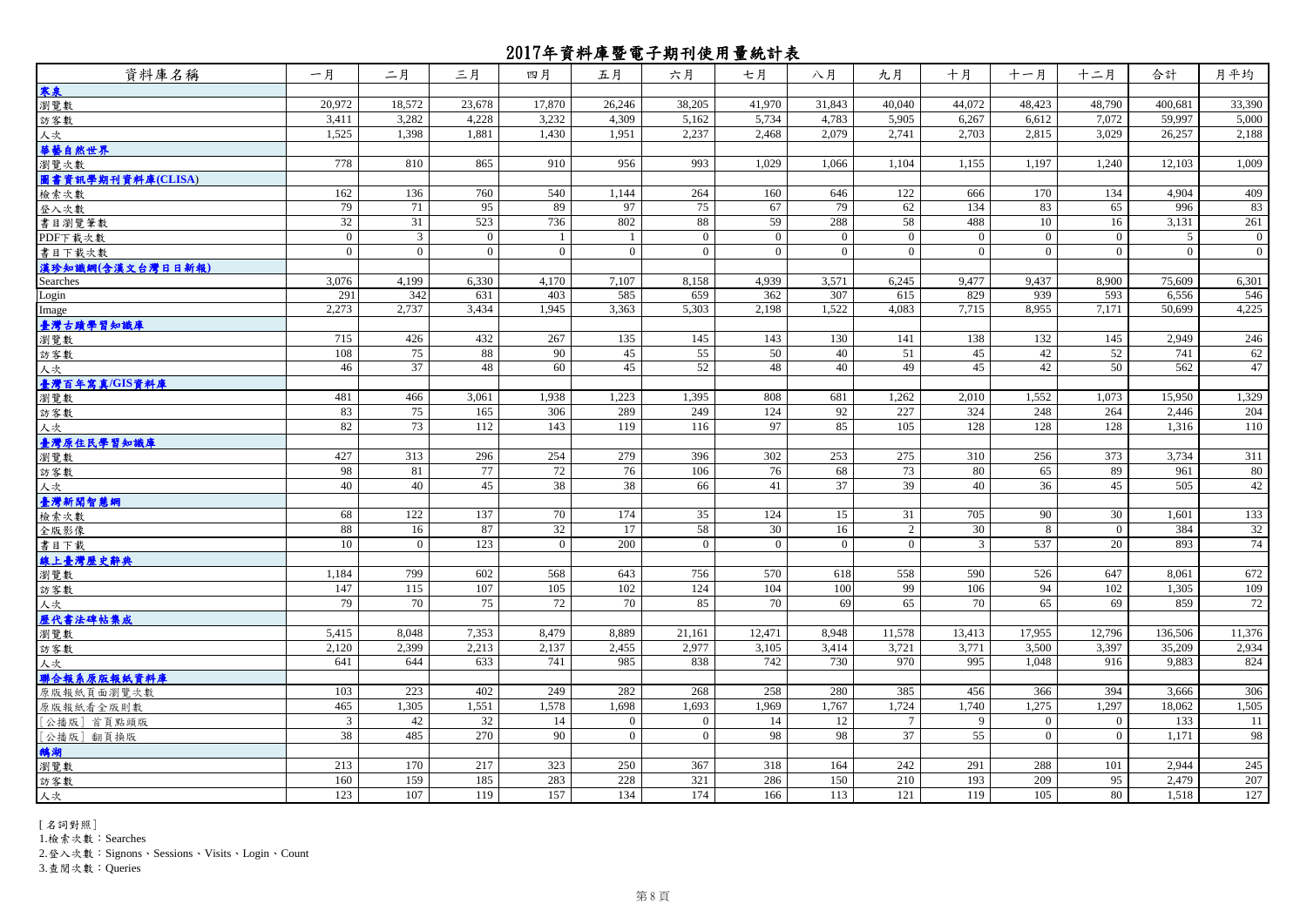# 2017年資料庫暨電子期刊使用量統計表

| 資料庫名稱 | 一月 | 二月 | 三月 | 四月 | 五月 | 六月 | 七月 | 八月 | 九月 | 十月 | 十一月 | 十二月 | 合計 | 月平均 |
|---|---|---|---|---|---|---|---|---|---|---|---|---|---|---|
| **寒泉** | | | | | | | | | | | | | | |
| 瀏覽數 | 20,972 | 18,572 | 23,678 | 17,870 | 26,246 | 38,205 | 41,970 | 31,843 | 40,040 | 44,072 | 48,423 | 48,790 | 400,681 | 33,390 |
| 訪客數 | 3,411 | 3,282 | 4,228 | 3,232 | 4,309 | 5,162 | 5,734 | 4,783 | 5,905 | 6,267 | 6,612 | 7,072 | 59,997 | 5,000 |
| 人次 | 1,525 | 1,398 | 1,881 | 1,430 | 1,951 | 2,237 | 2,468 | 2,079 | 2,741 | 2,703 | 2,815 | 3,029 | 26,257 | 2,188 |
| **華藝自然世界** | | | | | | | | | | | | | | |
| 瀏覽次數 | 778 | 810 | 865 | 910 | 956 | 993 | 1,029 | 1,066 | 1,104 | 1,155 | 1,197 | 1,240 | 12,103 | 1,009 |
| **圖書資訊學期刊資料庫(CLISA)** | | | | | | | | | | | | | | |
| 檢索次數 | 162 | 136 | 760 | 540 | 1,144 | 264 | 160 | 646 | 122 | 666 | 170 | 134 | 4,904 | 409 |
| 登入次數 | 79 | 71 | 95 | 89 | 97 | 75 | 67 | 79 | 62 | 134 | 83 | 65 | 996 | 83 |
| 書目瀏覽筆數 | 32 | 31 | 523 | 736 | 802 | 88 | 59 | 288 | 58 | 488 | 10 | 16 | 3,131 | 261 |
| PDF下載次數 | 0 | 3 | 0 | 1 | 1 | 0 | 0 | 0 | 0 | 0 | 0 | 0 | 5 | 0 |
| 書目下載次數 | 0 | 0 | 0 | 0 | 0 | 0 | 0 | 0 | 0 | 0 | 0 | 0 | 0 | 0 |
| **漢珍知識網(含漢文台灣日日新報)** | | | | | | | | | | | | | | |
| Searches | 3,076 | 4,199 | 6,330 | 4,170 | 7,107 | 8,158 | 4,939 | 3,571 | 6,245 | 9,477 | 9,437 | 8,900 | 75,609 | 6,301 |
| Login | 291 | 342 | 631 | 403 | 585 | 659 | 362 | 307 | 615 | 829 | 939 | 593 | 6,556 | 546 |
| Image | 2,273 | 2,737 | 3,434 | 1,945 | 3,363 | 5,303 | 2,198 | 1,522 | 4,083 | 7,715 | 8,955 | 7,171 | 50,699 | 4,225 |
| **臺灣古蹟學習知識庫** | | | | | | | | | | | | | | |
| 瀏覽數 | 715 | 426 | 432 | 267 | 135 | 145 | 143 | 130 | 141 | 138 | 132 | 145 | 2,949 | 246 |
| 訪客數 | 108 | 75 | 88 | 90 | 45 | 55 | 50 | 40 | 51 | 45 | 42 | 52 | 741 | 62 |
| 人次 | 46 | 37 | 48 | 60 | 45 | 52 | 48 | 40 | 49 | 45 | 42 | 50 | 562 | 47 |
| **臺灣百年寫真/GIS資料庫** | | | | | | | | | | | | | | |
| 瀏覽數 | 481 | 466 | 3,061 | 1,938 | 1,223 | 1,395 | 808 | 681 | 1,262 | 2,010 | 1,552 | 1,073 | 15,950 | 1,329 |
| 訪客數 | 83 | 75 | 165 | 306 | 289 | 249 | 124 | 92 | 227 | 324 | 248 | 264 | 2,446 | 204 |
| 人次 | 82 | 73 | 112 | 143 | 119 | 116 | 97 | 85 | 105 | 128 | 128 | 128 | 1,316 | 110 |
| **臺灣原住民學習知識庫** | | | | | | | | | | | | | | |
| 瀏覽數 | 427 | 313 | 296 | 254 | 279 | 396 | 302 | 253 | 275 | 310 | 256 | 373 | 3,734 | 311 |
| 訪客數 | 98 | 81 | 77 | 72 | 76 | 106 | 76 | 68 | 73 | 80 | 65 | 89 | 961 | 80 |
| 人次 | 40 | 40 | 45 | 38 | 38 | 66 | 41 | 37 | 39 | 40 | 36 | 45 | 505 | 42 |
| **臺灣新聞智慧網** | | | | | | | | | | | | | | |
| 檢索次數 | 68 | 122 | 137 | 70 | 174 | 35 | 124 | 15 | 31 | 705 | 90 | 30 | 1,601 | 133 |
| 全版影像 | 88 | 16 | 87 | 32 | 17 | 58 | 30 | 16 | 2 | 30 | 8 | 0 | 384 | 32 |
| 書目下載 | 10 | 0 | 123 | 0 | 200 | 0 | 0 | 0 | 0 | 3 | 537 | 20 | 893 | 74 |
| **線上臺灣歷史辭典** | | | | | | | | | | | | | | |
| 瀏覽數 | 1,184 | 799 | 602 | 568 | 643 | 756 | 570 | 618 | 558 | 590 | 526 | 647 | 8,061 | 672 |
| 訪客數 | 147 | 115 | 107 | 105 | 102 | 124 | 104 | 100 | 99 | 106 | 94 | 102 | 1,305 | 109 |
| 人次 | 79 | 70 | 75 | 72 | 70 | 85 | 70 | 69 | 65 | 70 | 65 | 69 | 859 | 72 |
| **歷代書法碑帖集成** | | | | | | | | | | | | | | |
| 瀏覽數 | 5,415 | 8,048 | 7,353 | 8,479 | 8,889 | 21,161 | 12,471 | 8,948 | 11,578 | 13,413 | 17,955 | 12,796 | 136,506 | 11,376 |
| 訪客數 | 2,120 | 2,399 | 2,213 | 2,137 | 2,455 | 2,977 | 3,105 | 3,414 | 3,721 | 3,771 | 3,500 | 3,397 | 35,209 | 2,934 |
| 人次 | 641 | 644 | 633 | 741 | 985 | 838 | 742 | 730 | 970 | 995 | 1,048 | 916 | 9,883 | 824 |
| **聯合報系原版報紙資料庫** | | | | | | | | | | | | | | |
| 原版報紙頁面瀏覽次數 | 103 | 223 | 402 | 249 | 282 | 268 | 258 | 280 | 385 | 456 | 366 | 394 | 3,666 | 306 |
| 原版報紙看全版則數 | 465 | 1,305 | 1,551 | 1,578 | 1,698 | 1,693 | 1,969 | 1,767 | 1,724 | 1,740 | 1,275 | 1,297 | 18,062 | 1,505 |
| [公播版] 首頁點頭版 | 3 | 42 | 32 | 14 | 0 | 0 | 14 | 12 | 7 | 9 | 0 | 0 | 133 | 11 |
| [公播版] 翻頁換版 | 38 | 485 | 270 | 90 | 0 | 0 | 98 | 98 | 37 | 55 | 0 | 0 | 1,171 | 98 |
| **鶴湖** | | | | | | | | | | | | | | |
| 瀏覽數 | 213 | 170 | 217 | 323 | 250 | 367 | 318 | 164 | 242 | 291 | 288 | 101 | 2,944 | 245 |
| 訪客數 | 160 | 159 | 185 | 283 | 228 | 321 | 286 | 150 | 210 | 193 | 209 | 95 | 2,479 | 207 |
| 人次 | 123 | 107 | 119 | 157 | 134 | 174 | 166 | 113 | 121 | 119 | 105 | 80 | 1,518 | 127 |

[名詞對照]

1.檢索次數：Searches

2.登入次數：Signons、Sessions、Visits、Login、Count

3.查閱次數：Queries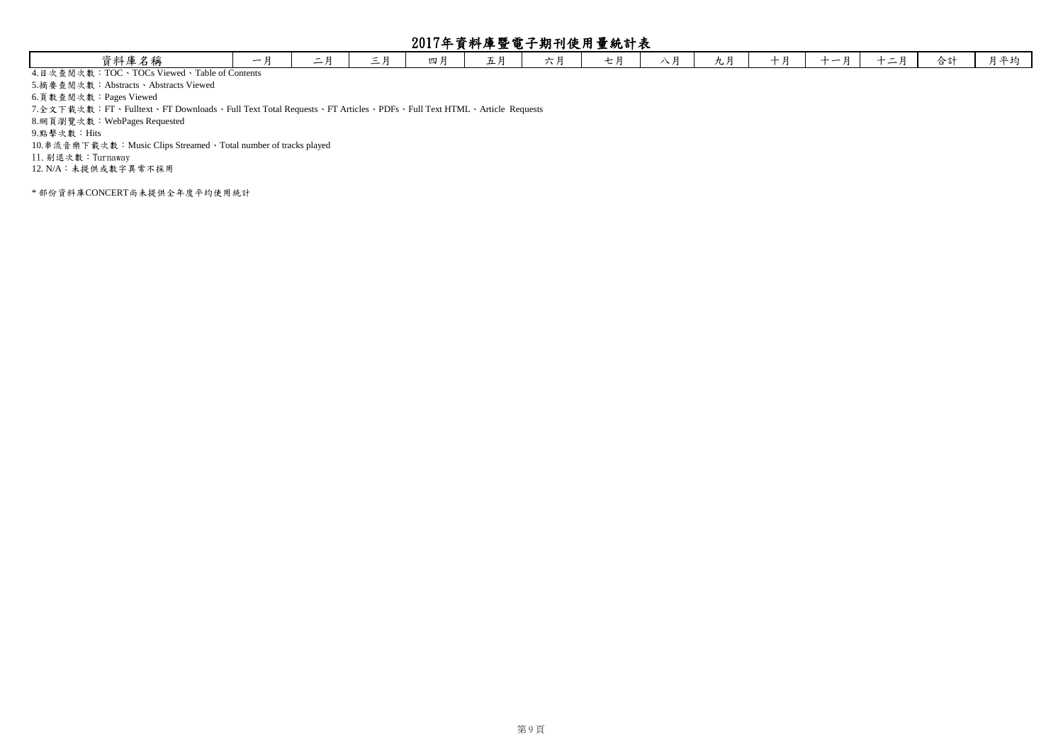# 2017年資料庫暨電子期刊使用量統計表

| 資料庫名稱 | 一月 | 二月 | 三月 | 四月 | 五月 | 六月 | 七月 | 八月 | 九月 | 十月 | 十一月 | 十二月 | 合計 | 月平均 |
|---|---|---|---|---|---|---|---|---|---|---|---|---|---|---|

4.目次查閱次數：TOC、TOCs Viewed、Table of Contents

5.摘要查閱次數：Abstracts、Abstracts Viewed

6.頁數查閱次數：Pages Viewed

7.全文下載次數：FT、Fulltext、FT Downloads、Full Text Total Requests、FT Articles、PDFs、Full Text HTML、Article Requests

8.網頁瀏覽次數：WebPages Requested

9.點擊次數：Hits

10.串流音樂下載次數：Music Clips Streamed、Total number of tracks played

11.剔退次數：Turnaway

12. N/A：未提供或數字異常不採用

* 部份資料庫CONCERT尚未提供全年度平均使用統計